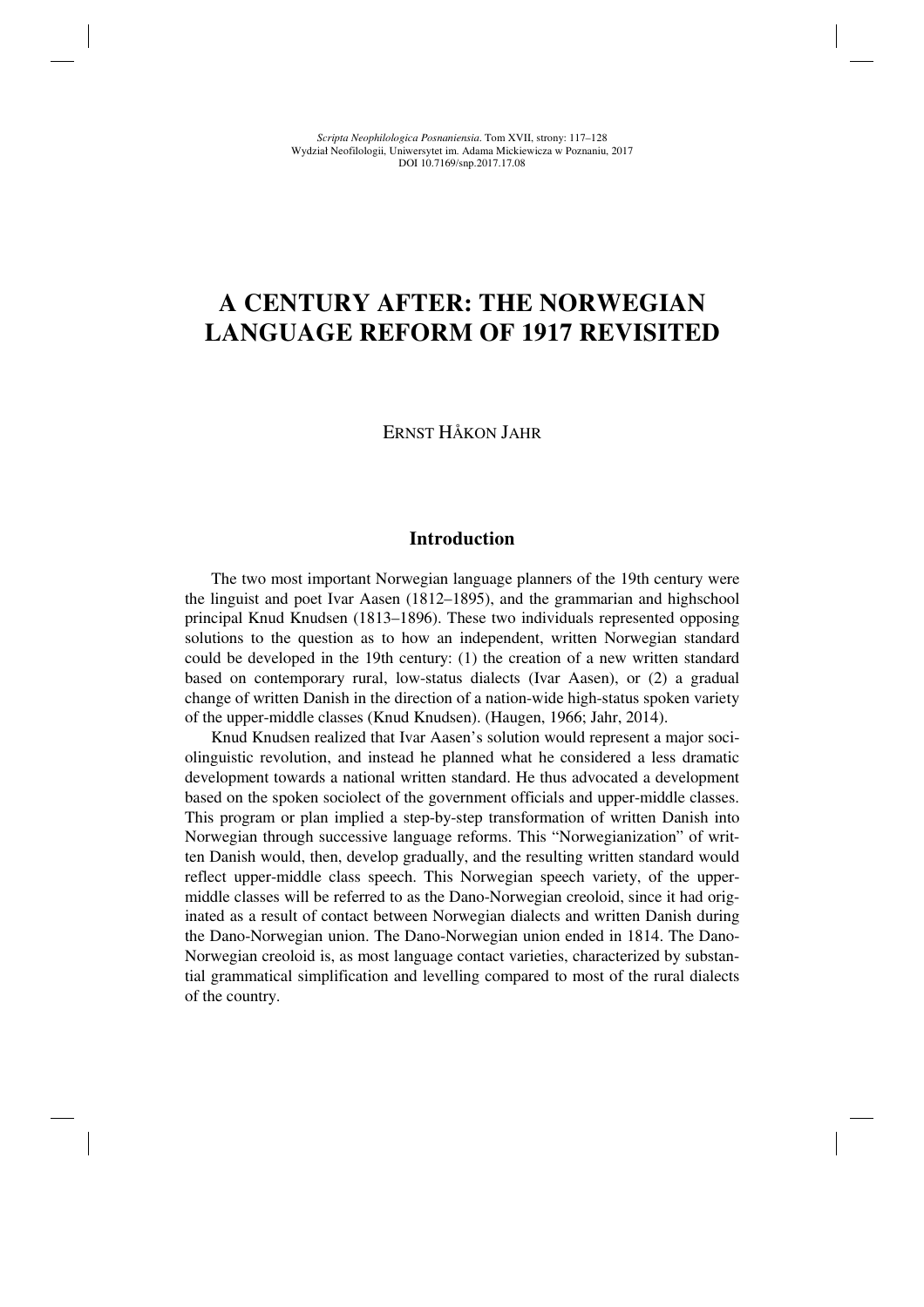# A CENTURY AFTER: THE NORWEGIAN LANGUAGE REFORM OF 1917 REVISITED

ERNST HÅKON JAHR

## Introduction

The two most important Norwegian language planners of the 19th century were the linguist and poet Ivar Aasen (1812–1895), and the grammarian and highschool principal Knud Knudsen (1813–1896). These two individuals represented opposing solutions to the question as to how an independent, written Norwegian standard could be developed in the 19th century: (1) the creation of a new written standard based on contemporary rural, low-status dialects (Ivar Aasen), or (2) a gradual change of written Danish in the direction of a nation-wide high-status spoken variety of the upper-middle classes (Knud Knudsen). (Haugen, 1966; Jahr, 2014).

Knud Knudsen realized that Ivar Aasen's solution would represent a major sociolinguistic revolution, and instead he planned what he considered a less dramatic development towards a national written standard. He thus advocated a development based on the spoken sociolect of the government officials and upper-middle classes. This program or plan implied a step-by-step transformation of written Danish into Norwegian through successive language reforms. This "Norwegianization" of written Danish would, then, develop gradually, and the resulting written standard would reflect upper-middle class speech. This Norwegian speech variety, of the upper-middle classes will be referred to as the Dano-Norwegian creoloid, since it had originated as a result of contact between Norwegian dialects and written Danish during the Dano-Norwegian union. The Dano-Norwegian union ended in 1814. The Dano-Norwegian creoloid is, as most language contact varieties, characterized by substantial grammatical simplification and levelling compared to most of the rural dialects of the country.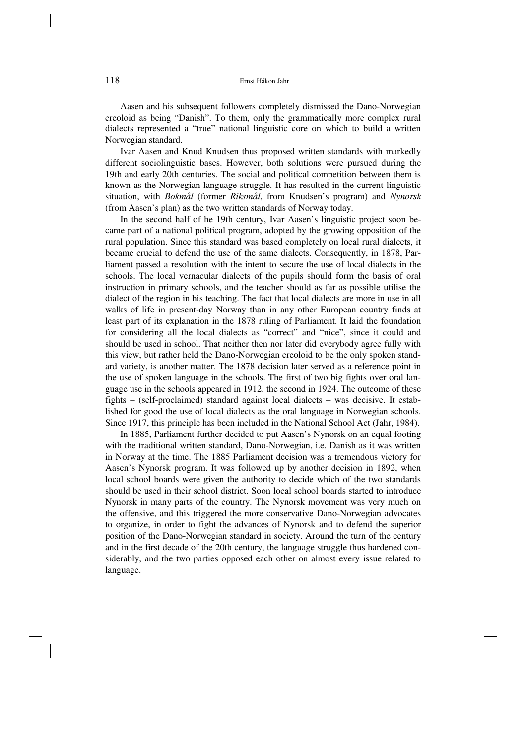Aasen and his subsequent followers completely dismissed the Dano-Norwegian creoloid as being "Danish". To them, only the grammatically more complex rural dialects represented a "true" national linguistic core on which to build a written Norwegian standard.

Ivar Aasen and Knud Knudsen thus proposed written standards with markedly different sociolinguistic bases. However, both solutions were pursued during the 19th and early 20th centuries. The social and political competition between them is known as the Norwegian language struggle. It has resulted in the current linguistic situation, with *Bokmål* (former *Riksmål*, from Knudsen's program) and *Nynorsk* (from Aasen's plan) as the two written standards of Norway today.

In the second half of he 19th century, Ivar Aasen's linguistic project soon became part of a national political program, adopted by the growing opposition of the rural population. Since this standard was based completely on local rural dialects, it became crucial to defend the use of the same dialects. Consequently, in 1878, Parliament passed a resolution with the intent to secure the use of local dialects in the schools. The local vernacular dialects of the pupils should form the basis of oral instruction in primary schools, and the teacher should as far as possible utilise the dialect of the region in his teaching. The fact that local dialects are more in use in all walks of life in present-day Norway than in any other European country finds at least part of its explanation in the 1878 ruling of Parliament. It laid the foundation for considering all the local dialects as "correct" and "nice", since it could and should be used in school. That neither then nor later did everybody agree fully with this view, but rather held the Dano-Norwegian creoloid to be the only spoken standard variety, is another matter. The 1878 decision later served as a reference point in the use of spoken language in the schools. The first of two big fights over oral language use in the schools appeared in 1912, the second in 1924. The outcome of these fights – (self-proclaimed) standard against local dialects – was decisive. It established for good the use of local dialects as the oral language in Norwegian schools. Since 1917, this principle has been included in the National School Act (Jahr, 1984).

In 1885, Parliament further decided to put Aasen's Nynorsk on an equal footing with the traditional written standard, Dano-Norwegian, i.e. Danish as it was written in Norway at the time. The 1885 Parliament decision was a tremendous victory for Aasen's Nynorsk program. It was followed up by another decision in 1892, when local school boards were given the authority to decide which of the two standards should be used in their school district. Soon local school boards started to introduce Nynorsk in many parts of the country. The Nynorsk movement was very much on the offensive, and this triggered the more conservative Dano-Norwegian advocates to organize, in order to fight the advances of Nynorsk and to defend the superior position of the Dano-Norwegian standard in society. Around the turn of the century and in the first decade of the 20th century, the language struggle thus hardened considerably, and the two parties opposed each other on almost every issue related to language.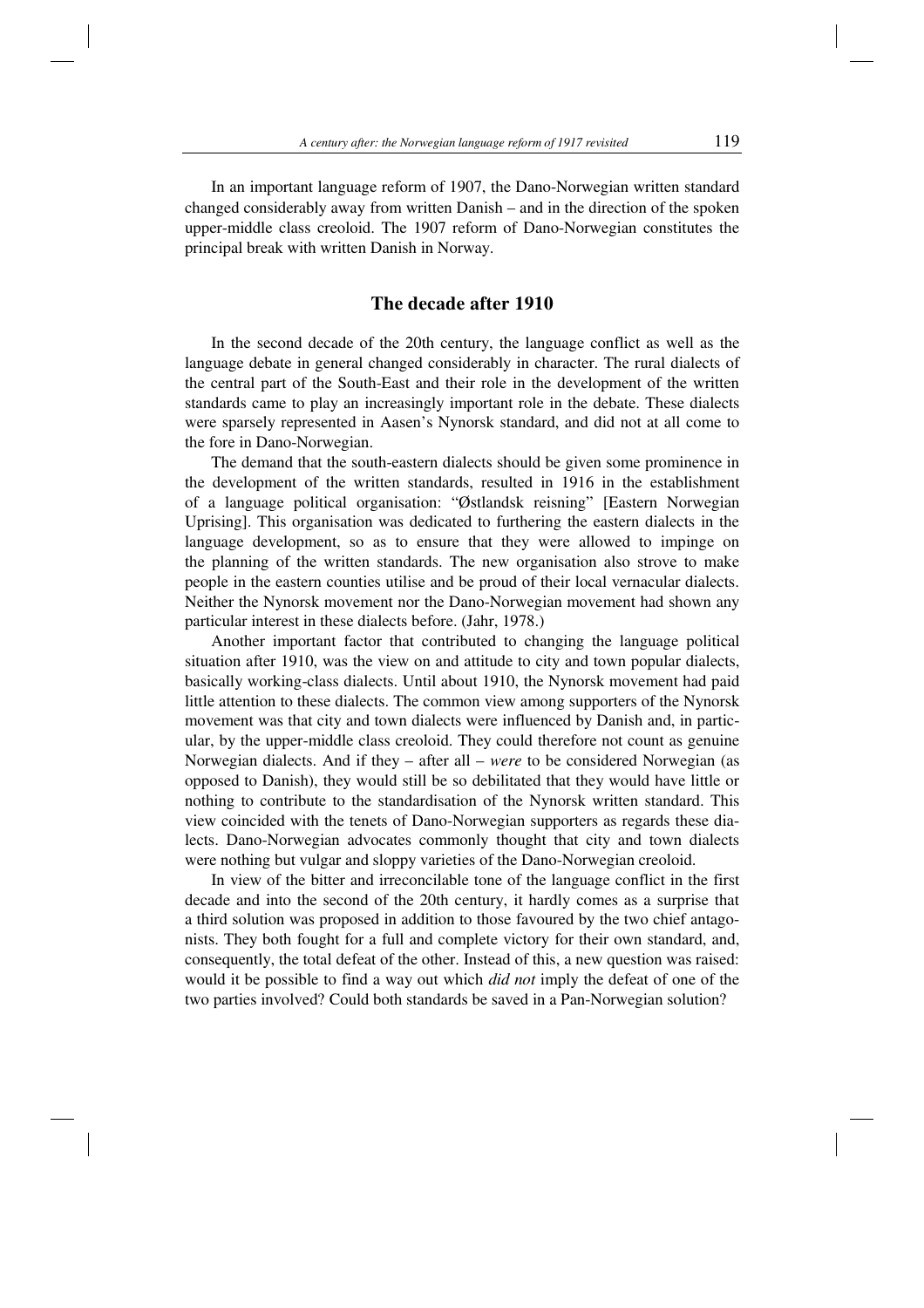In an important language reform of 1907, the Dano-Norwegian written standard changed considerably away from written Danish – and in the direction of the spoken upper-middle class creoloid. The 1907 reform of Dano-Norwegian constitutes the principal break with written Danish in Norway.

## The decade after 1910

In the second decade of the 20th century, the language conflict as well as the language debate in general changed considerably in character. The rural dialects of the central part of the South-East and their role in the development of the written standards came to play an increasingly important role in the debate. These dialects were sparsely represented in Aasen's Nynorsk standard, and did not at all come to the fore in Dano-Norwegian.

The demand that the south-eastern dialects should be given some prominence in the development of the written standards, resulted in 1916 in the establishment of a language political organisation: "Østlandsk reisning" [Eastern Norwegian Uprising]. This organisation was dedicated to furthering the eastern dialects in the language development, so as to ensure that they were allowed to impinge on the planning of the written standards. The new organisation also strove to make people in the eastern counties utilise and be proud of their local vernacular dialects. Neither the Nynorsk movement nor the Dano-Norwegian movement had shown any particular interest in these dialects before. (Jahr, 1978.)

Another important factor that contributed to changing the language political situation after 1910, was the view on and attitude to city and town popular dialects, basically working-class dialects. Until about 1910, the Nynorsk movement had paid little attention to these dialects. The common view among supporters of the Nynorsk movement was that city and town dialects were influenced by Danish and, in particular, by the upper-middle class creoloid. They could therefore not count as genuine Norwegian dialects. And if they – after all – *were* to be considered Norwegian (as opposed to Danish), they would still be so debilitated that they would have little or nothing to contribute to the standardisation of the Nynorsk written standard. This view coincided with the tenets of Dano-Norwegian supporters as regards these dialects. Dano-Norwegian advocates commonly thought that city and town dialects were nothing but vulgar and sloppy varieties of the Dano-Norwegian creoloid.

In view of the bitter and irreconcilable tone of the language conflict in the first decade and into the second of the 20th century, it hardly comes as a surprise that a third solution was proposed in addition to those favoured by the two chief antagonists. They both fought for a full and complete victory for their own standard, and, consequently, the total defeat of the other. Instead of this, a new question was raised: would it be possible to find a way out which *did not* imply the defeat of one of the two parties involved? Could both standards be saved in a Pan-Norwegian solution?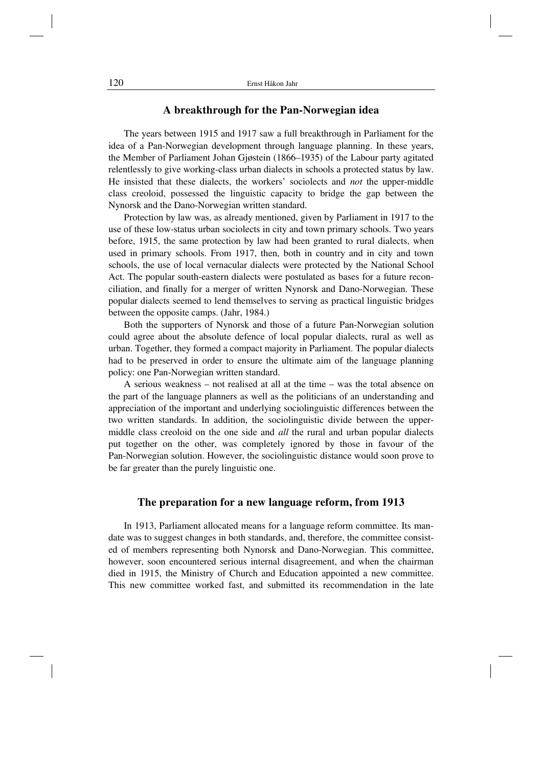## A breakthrough for the Pan-Norwegian idea

The years between 1915 and 1917 saw a full breakthrough in Parliament for the idea of a Pan-Norwegian development through language planning. In these years, the Member of Parliament Johan Gjøstein (1866–1935) of the Labour party agitated relentlessly to give working-class urban dialects in schools a protected status by law. He insisted that these dialects, the workers' sociolects and *not* the upper-middle class creoloid, possessed the linguistic capacity to bridge the gap between the Nynorsk and the Dano-Norwegian written standard.

Protection by law was, as already mentioned, given by Parliament in 1917 to the use of these low-status urban sociolects in city and town primary schools. Two years before, 1915, the same protection by law had been granted to rural dialects, when used in primary schools. From 1917, then, both in country and in city and town schools, the use of local vernacular dialects were protected by the National School Act. The popular south-eastern dialects were postulated as bases for a future reconciliation, and finally for a merger of written Nynorsk and Dano-Norwegian. These popular dialects seemed to lend themselves to serving as practical linguistic bridges between the opposite camps. (Jahr, 1984.)

Both the supporters of Nynorsk and those of a future Pan-Norwegian solution could agree about the absolute defence of local popular dialects, rural as well as urban. Together, they formed a compact majority in Parliament. The popular dialects had to be preserved in order to ensure the ultimate aim of the language planning policy: one Pan-Norwegian written standard.

A serious weakness – not realised at all at the time – was the total absence on the part of the language planners as well as the politicians of an understanding and appreciation of the important and underlying sociolinguistic differences between the two written standards. In addition, the sociolinguistic divide between the upper-middle class creoloid on the one side and *all* the rural and urban popular dialects put together on the other, was completely ignored by those in favour of the Pan-Norwegian solution. However, the sociolinguistic distance would soon prove to be far greater than the purely linguistic one.

## The preparation for a new language reform, from 1913

In 1913, Parliament allocated means for a language reform committee. Its mandate was to suggest changes in both standards, and, therefore, the committee consisted of members representing both Nynorsk and Dano-Norwegian. This committee, however, soon encountered serious internal disagreement, and when the chairman died in 1915, the Ministry of Church and Education appointed a new committee. This new committee worked fast, and submitted its recommendation in the late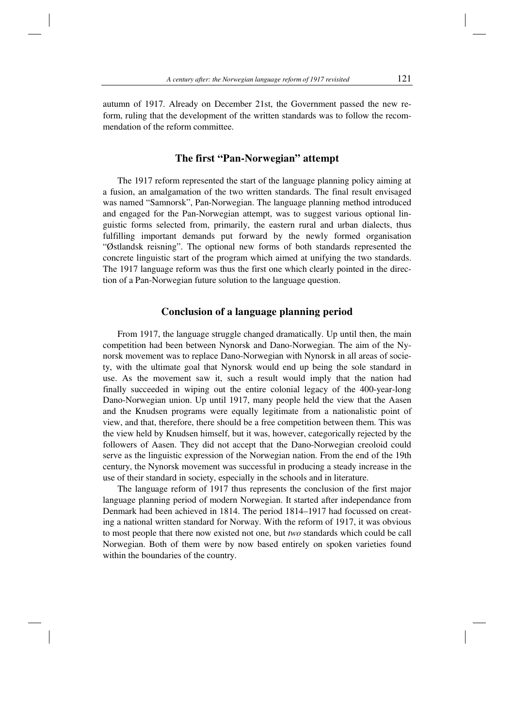autumn of 1917. Already on December 21st, the Government passed the new reform, ruling that the development of the written standards was to follow the recommendation of the reform committee.

## The first "Pan-Norwegian" attempt

The 1917 reform represented the start of the language planning policy aiming at a fusion, an amalgamation of the two written standards. The final result envisaged was named "Samnorsk", Pan-Norwegian. The language planning method introduced and engaged for the Pan-Norwegian attempt, was to suggest various optional linguistic forms selected from, primarily, the eastern rural and urban dialects, thus fulfilling important demands put forward by the newly formed organisation "Østlandsk reisning". The optional new forms of both standards represented the concrete linguistic start of the program which aimed at unifying the two standards. The 1917 language reform was thus the first one which clearly pointed in the direction of a Pan-Norwegian future solution to the language question.

## Conclusion of a language planning period

From 1917, the language struggle changed dramatically. Up until then, the main competition had been between Nynorsk and Dano-Norwegian. The aim of the Nynorsk movement was to replace Dano-Norwegian with Nynorsk in all areas of society, with the ultimate goal that Nynorsk would end up being the sole standard in use. As the movement saw it, such a result would imply that the nation had finally succeeded in wiping out the entire colonial legacy of the 400-year-long Dano-Norwegian union. Up until 1917, many people held the view that the Aasen and the Knudsen programs were equally legitimate from a nationalistic point of view, and that, therefore, there should be a free competition between them. This was the view held by Knudsen himself, but it was, however, categorically rejected by the followers of Aasen. They did not accept that the Dano-Norwegian creoloid could serve as the linguistic expression of the Norwegian nation. From the end of the 19th century, the Nynorsk movement was successful in producing a steady increase in the use of their standard in society, especially in the schools and in literature.

The language reform of 1917 thus represents the conclusion of the first major language planning period of modern Norwegian. It started after independance from Denmark had been achieved in 1814. The period 1814–1917 had focussed on creating a national written standard for Norway. With the reform of 1917, it was obvious to most people that there now existed not one, but *two* standards which could be call Norwegian. Both of them were by now based entirely on spoken varieties found within the boundaries of the country.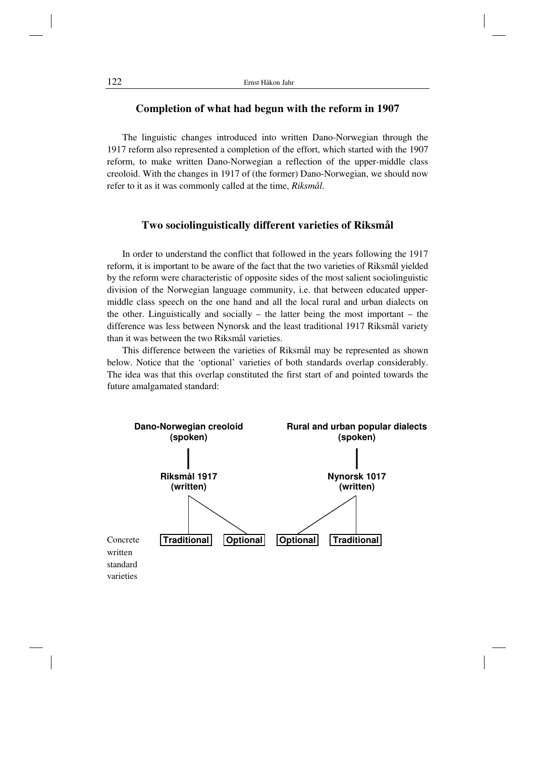## Completion of what had begun with the reform in 1907

The linguistic changes introduced into written Dano-Norwegian through the 1917 reform also represented a completion of the effort, which started with the 1907 reform, to make written Dano-Norwegian a reflection of the upper-middle class creoloid. With the changes in 1917 of (the former) Dano-Norwegian, we should now refer to it as it was commonly called at the time, *Riksmål*.

## Two sociolinguistically different varieties of Riksmål

In order to understand the conflict that followed in the years following the 1917 reform, it is important to be aware of the fact that the two varieties of Riksmål yielded by the reform were characteristic of opposite sides of the most salient sociolinguistic division of the Norwegian language community, i.e. that between educated upper-middle class speech on the one hand and all the local rural and urban dialects on the other. Linguistically and socially – the latter being the most important – the difference was less between Nynorsk and the least traditional 1917 Riksmål variety than it was between the two Riksmål varieties.

This difference between the varieties of Riksmål may be represented as shown below. Notice that the 'optional' varieties of both standards overlap considerably. The idea was that this overlap constituted the first start of and pointed towards the future amalgamated standard:

**Dano-Norwegian creoloid (spoken)** | **Rural and urban popular dialects (spoken)**

**Riksmål 1917 (written)** → **Traditional**, **Optional**

**Nynorsk 1017 (written)** → **Optional**, **Traditional**

Concrete written standard varieties: **Traditional** | **Optional** | **Optional** | **Traditional**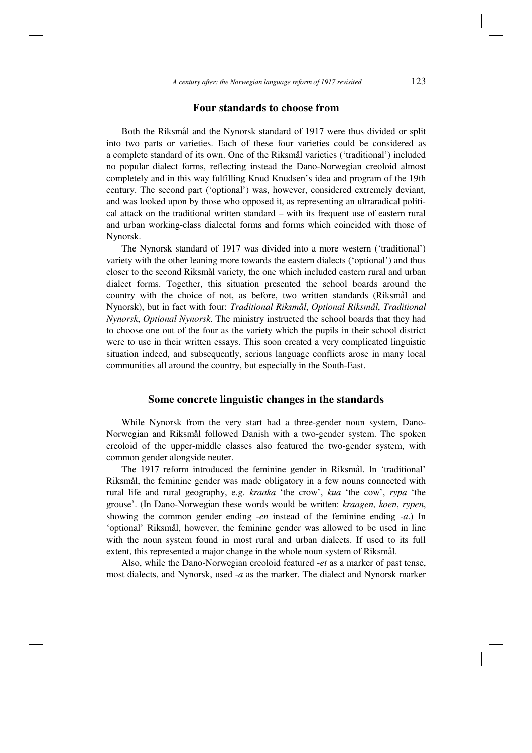## Four standards to choose from

Both the Riksmål and the Nynorsk standard of 1917 were thus divided or split into two parts or varieties. Each of these four varieties could be considered as a complete standard of its own. One of the Riksmål varieties ('traditional') included no popular dialect forms, reflecting instead the Dano-Norwegian creoloid almost completely and in this way fulfilling Knud Knudsen's idea and program of the 19th century. The second part ('optional') was, however, considered extremely deviant, and was looked upon by those who opposed it, as representing an ultraradical political attack on the traditional written standard – with its frequent use of eastern rural and urban working-class dialectal forms and forms which coincided with those of Nynorsk.

The Nynorsk standard of 1917 was divided into a more western ('traditional') variety with the other leaning more towards the eastern dialects ('optional') and thus closer to the second Riksmål variety, the one which included eastern rural and urban dialect forms. Together, this situation presented the school boards around the country with the choice of not, as before, two written standards (Riksmål and Nynorsk), but in fact with four: *Traditional Riksmål*, *Optional Riksmål*, *Traditional Nynorsk*, *Optional Nynorsk*. The ministry instructed the school boards that they had to choose one out of the four as the variety which the pupils in their school district were to use in their written essays. This soon created a very complicated linguistic situation indeed, and subsequently, serious language conflicts arose in many local communities all around the country, but especially in the South-East.

## Some concrete linguistic changes in the standards

While Nynorsk from the very start had a three-gender noun system, Dano-Norwegian and Riksmål followed Danish with a two-gender system. The spoken creoloid of the upper-middle classes also featured the two-gender system, with common gender alongside neuter.

The 1917 reform introduced the feminine gender in Riksmål. In 'traditional' Riksmål, the feminine gender was made obligatory in a few nouns connected with rural life and rural geography, e.g. *kraaka* 'the crow', *kua* 'the cow', *rypa* 'the grouse'. (In Dano-Norwegian these words would be written: *kraagen*, *koen*, *rypen*, showing the common gender ending *-en* instead of the feminine ending *-a*.) In 'optional' Riksmål, however, the feminine gender was allowed to be used in line with the noun system found in most rural and urban dialects. If used to its full extent, this represented a major change in the whole noun system of Riksmål.

Also, while the Dano-Norwegian creoloid featured *-et* as a marker of past tense, most dialects, and Nynorsk, used *-a* as the marker. The dialect and Nynorsk marker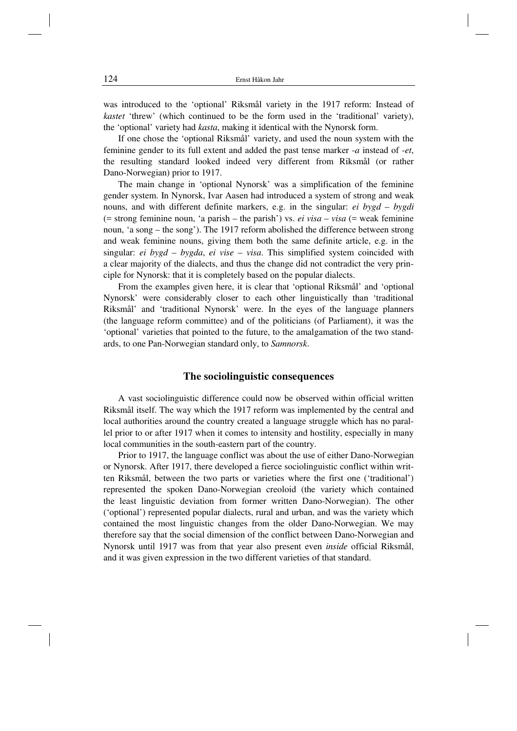was introduced to the 'optional' Riksmål variety in the 1917 reform: Instead of *kastet* 'threw' (which continued to be the form used in the 'traditional' variety), the 'optional' variety had *kasta*, making it identical with the Nynorsk form.

If one chose the 'optional Riksmål' variety, and used the noun system with the feminine gender to its full extent and added the past tense marker *-a* instead of *-et*, the resulting standard looked indeed very different from Riksmål (or rather Dano-Norwegian) prior to 1917.

The main change in 'optional Nynorsk' was a simplification of the feminine gender system. In Nynorsk, Ivar Aasen had introduced a system of strong and weak nouns, and with different definite markers, e.g. in the singular: *ei bygd – bygdi* (= strong feminine noun, 'a parish – the parish') vs. *ei visa – visa* (= weak feminine noun, 'a song – the song'). The 1917 reform abolished the difference between strong and weak feminine nouns, giving them both the same definite article, e.g. in the singular: *ei bygd – bygda*, *ei vise – visa*. This simplified system coincided with a clear majority of the dialects, and thus the change did not contradict the very principle for Nynorsk: that it is completely based on the popular dialects.

From the examples given here, it is clear that 'optional Riksmål' and 'optional Nynorsk' were considerably closer to each other linguistically than 'traditional Riksmål' and 'traditional Nynorsk' were. In the eyes of the language planners (the language reform committee) and of the politicians (of Parliament), it was the 'optional' varieties that pointed to the future, to the amalgamation of the two standards, to one Pan-Norwegian standard only, to *Samnorsk*.

## The sociolinguistic consequences

A vast sociolinguistic difference could now be observed within official written Riksmål itself. The way which the 1917 reform was implemented by the central and local authorities around the country created a language struggle which has no parallel prior to or after 1917 when it comes to intensity and hostility, especially in many local communities in the south-eastern part of the country.

Prior to 1917, the language conflict was about the use of either Dano-Norwegian or Nynorsk. After 1917, there developed a fierce sociolinguistic conflict within written Riksmål, between the two parts or varieties where the first one ('traditional') represented the spoken Dano-Norwegian creoloid (the variety which contained the least linguistic deviation from former written Dano-Norwegian). The other ('optional') represented popular dialects, rural and urban, and was the variety which contained the most linguistic changes from the older Dano-Norwegian. We may therefore say that the social dimension of the conflict between Dano-Norwegian and Nynorsk until 1917 was from that year also present even *inside* official Riksmål, and it was given expression in the two different varieties of that standard.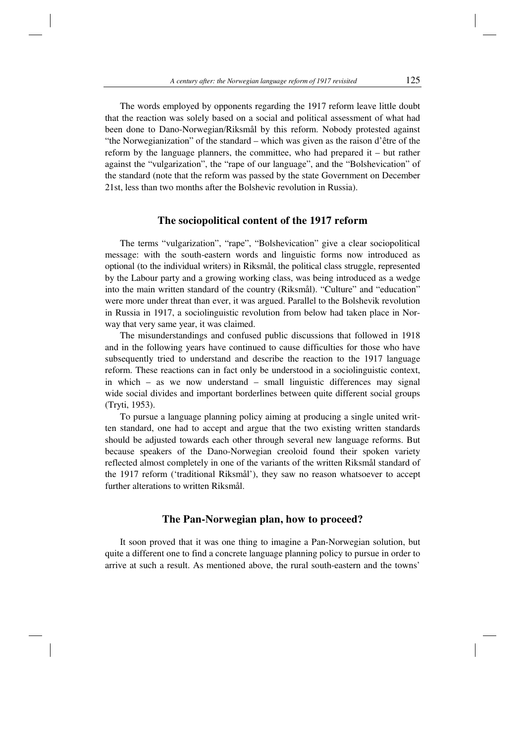The words employed by opponents regarding the 1917 reform leave little doubt that the reaction was solely based on a social and political assessment of what had been done to Dano-Norwegian/Riksmål by this reform. Nobody protested against "the Norwegianization" of the standard – which was given as the raison d'être of the reform by the language planners, the committee, who had prepared it – but rather against the "vulgarization", the "rape of our language", and the "Bolshevication" of the standard (note that the reform was passed by the state Government on December 21st, less than two months after the Bolshevic revolution in Russia).

## The sociopolitical content of the 1917 reform

The terms "vulgarization", "rape", "Bolshevication" give a clear sociopolitical message: with the south-eastern words and linguistic forms now introduced as optional (to the individual writers) in Riksmål, the political class struggle, represented by the Labour party and a growing working class, was being introduced as a wedge into the main written standard of the country (Riksmål). "Culture" and "education" were more under threat than ever, it was argued. Parallel to the Bolshevik revolution in Russia in 1917, a sociolinguistic revolution from below had taken place in Norway that very same year, it was claimed.

The misunderstandings and confused public discussions that followed in 1918 and in the following years have continued to cause difficulties for those who have subsequently tried to understand and describe the reaction to the 1917 language reform. These reactions can in fact only be understood in a sociolinguistic context, in which – as we now understand – small linguistic differences may signal wide social divides and important borderlines between quite different social groups (Tryti, 1953).

To pursue a language planning policy aiming at producing a single united written standard, one had to accept and argue that the two existing written standards should be adjusted towards each other through several new language reforms. But because speakers of the Dano-Norwegian creoloid found their spoken variety reflected almost completely in one of the variants of the written Riksmål standard of the 1917 reform ('traditional Riksmål'), they saw no reason whatsoever to accept further alterations to written Riksmål.

## The Pan-Norwegian plan, how to proceed?

It soon proved that it was one thing to imagine a Pan-Norwegian solution, but quite a different one to find a concrete language planning policy to pursue in order to arrive at such a result. As mentioned above, the rural south-eastern and the towns'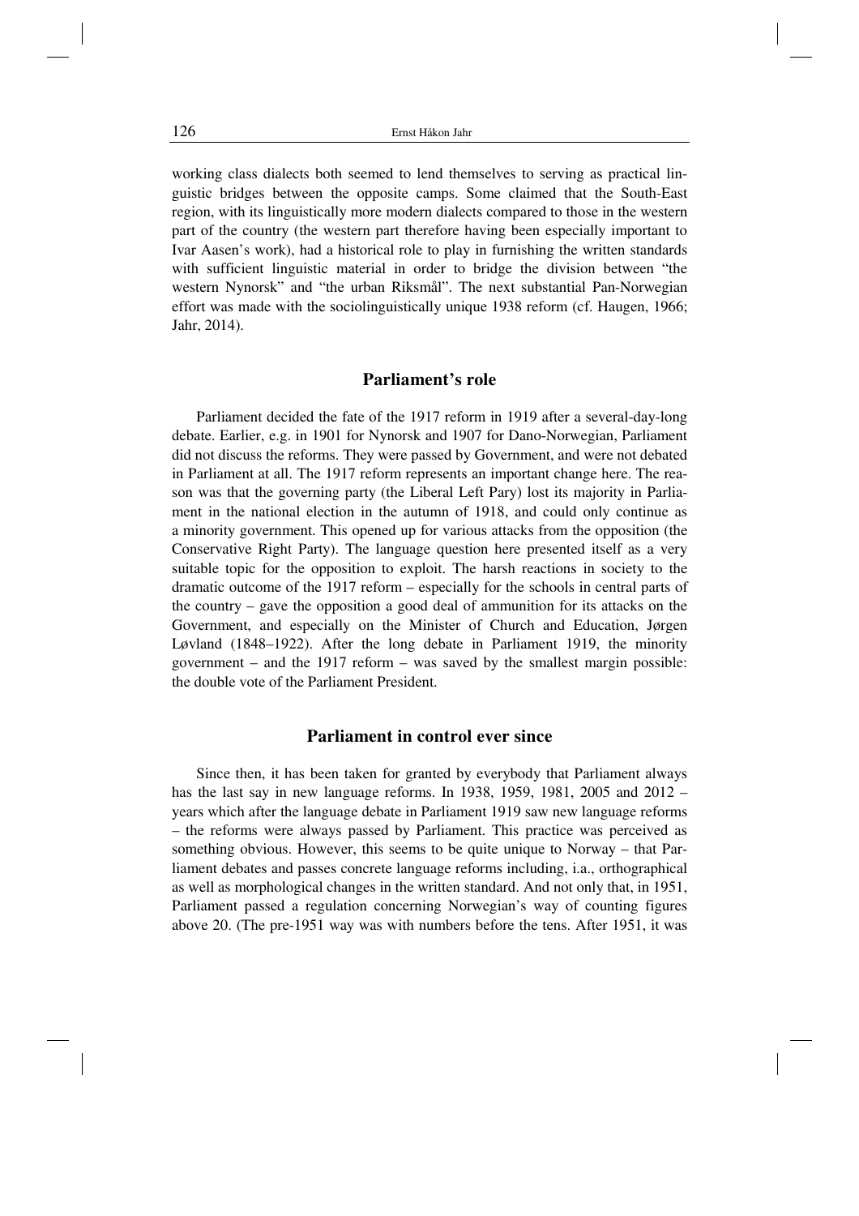working class dialects both seemed to lend themselves to serving as practical linguistic bridges between the opposite camps. Some claimed that the South-East region, with its linguistically more modern dialects compared to those in the western part of the country (the western part therefore having been especially important to Ivar Aasen's work), had a historical role to play in furnishing the written standards with sufficient linguistic material in order to bridge the division between "the western Nynorsk" and "the urban Riksmål". The next substantial Pan-Norwegian effort was made with the sociolinguistically unique 1938 reform (cf. Haugen, 1966; Jahr, 2014).

## Parliament's role

Parliament decided the fate of the 1917 reform in 1919 after a several-day-long debate. Earlier, e.g. in 1901 for Nynorsk and 1907 for Dano-Norwegian, Parliament did not discuss the reforms. They were passed by Government, and were not debated in Parliament at all. The 1917 reform represents an important change here. The reason was that the governing party (the Liberal Left Pary) lost its majority in Parliament in the national election in the autumn of 1918, and could only continue as a minority government. This opened up for various attacks from the opposition (the Conservative Right Party). The language question here presented itself as a very suitable topic for the opposition to exploit. The harsh reactions in society to the dramatic outcome of the 1917 reform – especially for the schools in central parts of the country – gave the opposition a good deal of ammunition for its attacks on the Government, and especially on the Minister of Church and Education, Jørgen Løvland (1848–1922). After the long debate in Parliament 1919, the minority government – and the 1917 reform – was saved by the smallest margin possible: the double vote of the Parliament President.

## Parliament in control ever since

Since then, it has been taken for granted by everybody that Parliament always has the last say in new language reforms. In 1938, 1959, 1981, 2005 and 2012 – years which after the language debate in Parliament 1919 saw new language reforms – the reforms were always passed by Parliament. This practice was perceived as something obvious. However, this seems to be quite unique to Norway – that Parliament debates and passes concrete language reforms including, i.a., orthographical as well as morphological changes in the written standard. And not only that, in 1951, Parliament passed a regulation concerning Norwegian's way of counting figures above 20. (The pre-1951 way was with numbers before the tens. After 1951, it was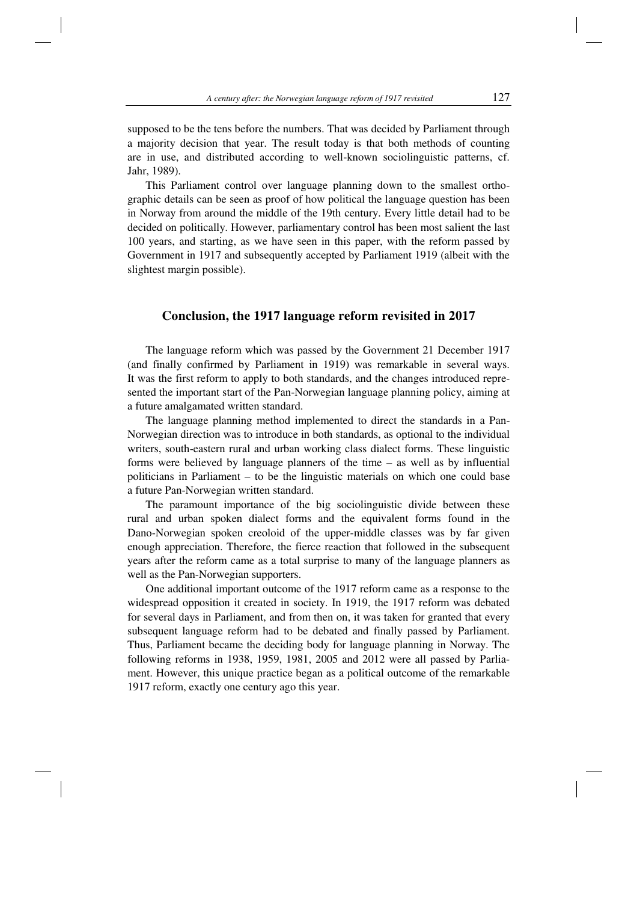supposed to be the tens before the numbers. That was decided by Parliament through a majority decision that year. The result today is that both methods of counting are in use, and distributed according to well-known sociolinguistic patterns, cf. Jahr, 1989).

This Parliament control over language planning down to the smallest orthographic details can be seen as proof of how political the language question has been in Norway from around the middle of the 19th century. Every little detail had to be decided on politically. However, parliamentary control has been most salient the last 100 years, and starting, as we have seen in this paper, with the reform passed by Government in 1917 and subsequently accepted by Parliament 1919 (albeit with the slightest margin possible).

## Conclusion, the 1917 language reform revisited in 2017

The language reform which was passed by the Government 21 December 1917 (and finally confirmed by Parliament in 1919) was remarkable in several ways. It was the first reform to apply to both standards, and the changes introduced represented the important start of the Pan-Norwegian language planning policy, aiming at a future amalgamated written standard.

The language planning method implemented to direct the standards in a Pan-Norwegian direction was to introduce in both standards, as optional to the individual writers, south-eastern rural and urban working class dialect forms. These linguistic forms were believed by language planners of the time – as well as by influential politicians in Parliament – to be the linguistic materials on which one could base a future Pan-Norwegian written standard.

The paramount importance of the big sociolinguistic divide between these rural and urban spoken dialect forms and the equivalent forms found in the Dano-Norwegian spoken creoloid of the upper-middle classes was by far given enough appreciation. Therefore, the fierce reaction that followed in the subsequent years after the reform came as a total surprise to many of the language planners as well as the Pan-Norwegian supporters.

One additional important outcome of the 1917 reform came as a response to the widespread opposition it created in society. In 1919, the 1917 reform was debated for several days in Parliament, and from then on, it was taken for granted that every subsequent language reform had to be debated and finally passed by Parliament. Thus, Parliament became the deciding body for language planning in Norway. The following reforms in 1938, 1959, 1981, 2005 and 2012 were all passed by Parliament. However, this unique practice began as a political outcome of the remarkable 1917 reform, exactly one century ago this year.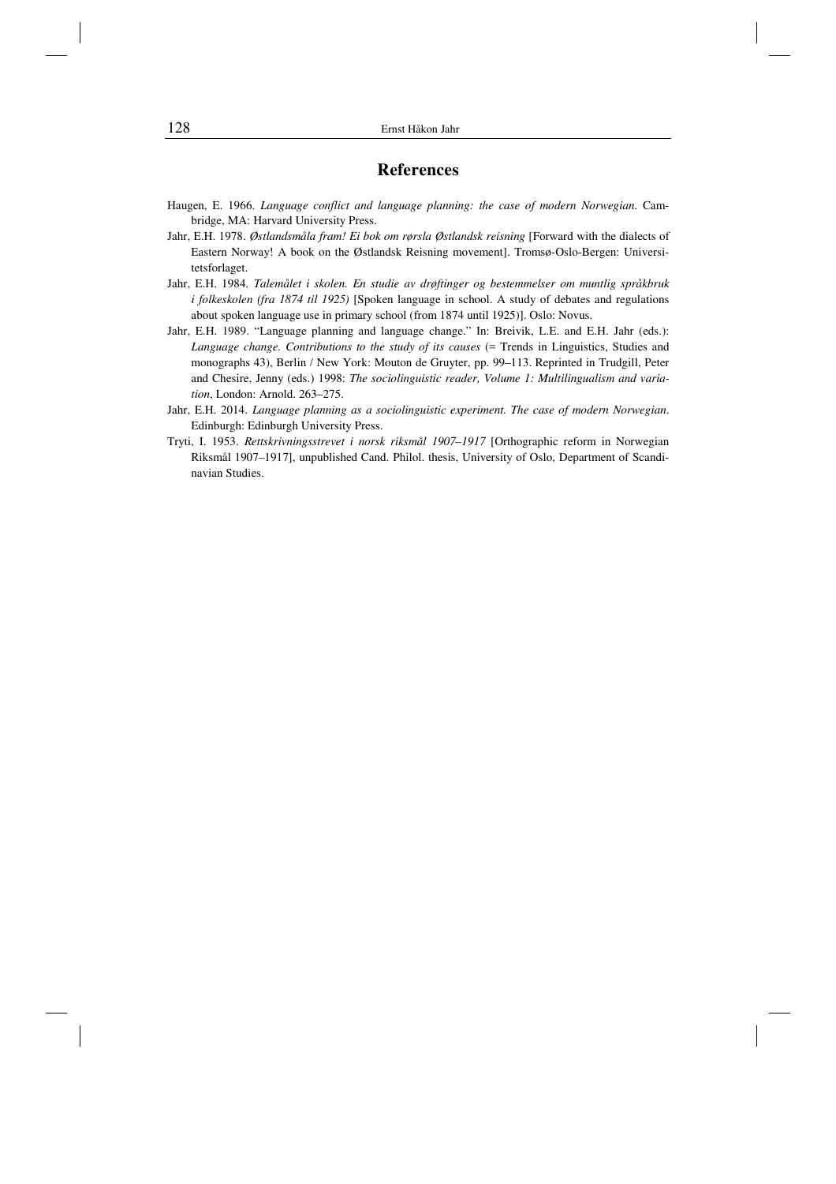## References

Haugen, E. 1966. *Language conflict and language planning: the case of modern Norwegian*. Cambridge, MA: Harvard University Press.

Jahr, E.H. 1978. *Østlandsmåla fram! Ei bok om rørsla Østlandsk reisning* [Forward with the dialects of Eastern Norway! A book on the Østlandsk Reisning movement]. Tromsø-Oslo-Bergen: Universitetsforlaget.

Jahr, E.H. 1984. *Talemålet i skolen. En studie av drøftinger og bestemmelser om muntlig språkbruk i folkeskolen (fra 1874 til 1925)* [Spoken language in school. A study of debates and regulations about spoken language use in primary school (from 1874 until 1925)]. Oslo: Novus.

Jahr, E.H. 1989. "Language planning and language change." In: Breivik, L.E. and E.H. Jahr (eds.): *Language change. Contributions to the study of its causes* (= Trends in Linguistics, Studies and monographs 43), Berlin / New York: Mouton de Gruyter, pp. 99–113. Reprinted in Trudgill, Peter and Chesire, Jenny (eds.) 1998: *The sociolinguistic reader, Volume 1: Multilingualism and variation*, London: Arnold. 263–275.

Jahr, E.H. 2014. *Language planning as a sociolinguistic experiment. The case of modern Norwegian*. Edinburgh: Edinburgh University Press.

Tryti, I. 1953. *Rettskrivningsstrevet i norsk riksmål 1907–1917* [Orthographic reform in Norwegian Riksmål 1907–1917], unpublished Cand. Philol. thesis, University of Oslo, Department of Scandinavian Studies.